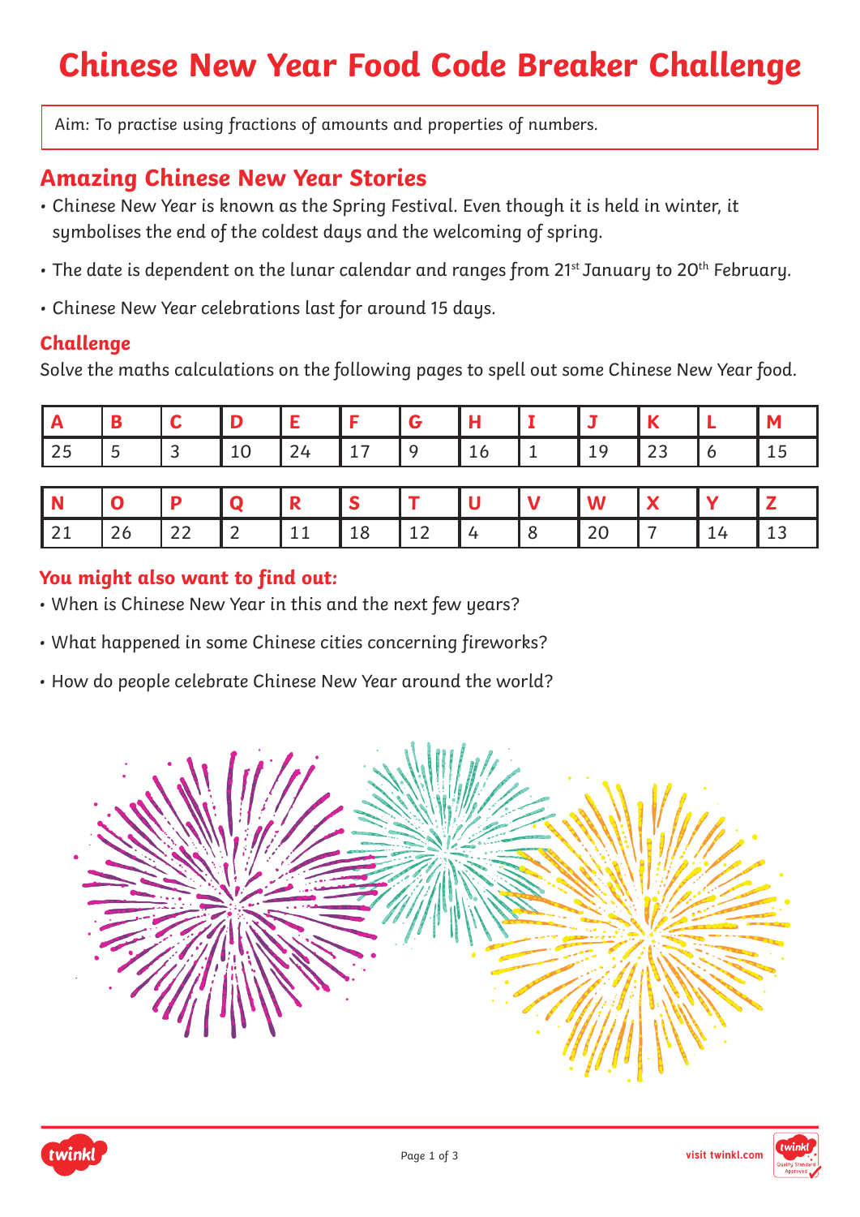# Chinese New Year Food Code Breaker Challenge

Aim: To practise using fractions of amounts and properties of numbers.

## Amazing Chinese New Year Stories

- Chinese New Year is known as the Spring Festival. Even though it is held in winter, it symbolises the end of the coldest days and the welcoming of spring.
- The date is dependent on the lunar calendar and ranges from 21st January to 20th February.
- Chinese New Year celebrations last for around 15 days.

### Challenge

Solve the maths calculations on the following pages to spell out some Chinese New Year food.

| A | B | C | D | E | F | G | H | I | J | K | L | M |
|---|---|---|---|---|---|---|---|---|---|---|---|---|
| 25 | 5 | 3 | 10 | 24 | 17 | 9 | 16 | 1 | 19 | 23 | 6 | 15 |

| N | O | P | Q | R | S | T | U | V | W | X | Y | Z |
|---|---|---|---|---|---|---|---|---|---|---|---|---|
| 21 | 26 | 22 | 2 | 11 | 18 | 12 | 4 | 8 | 20 | 7 | 14 | 13 |

### You might also want to find out:

- When is Chinese New Year in this and the next few years?
- What happened in some Chinese cities concerning fireworks?
- How do people celebrate Chinese New Year around the world?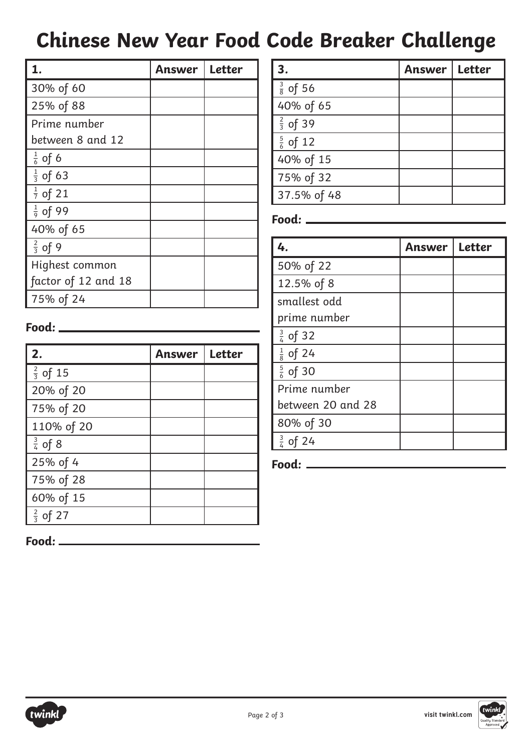# Chinese New Year Food Code Breaker Challenge

| 1. | Answer | Letter |
| --- | --- | --- |
| 30% of 60 | | |
| 25% of 88 | | |
| Prime number between 8 and 12 | | |
| $\frac{1}{6}$ of 6 | | |
| $\frac{1}{3}$ of 63 | | |
| $\frac{1}{7}$ of 21 | | |
| $\frac{1}{9}$ of 99 | | |
| 40% of 65 | | |
| $\frac{2}{3}$ of 9 | | |
| Highest common factor of 12 and 18 | | |
| 75% of 24 | | |

***Food:*** ______________________________

| 2. | Answer | Letter |
| --- | --- | --- |
| $\frac{2}{3}$ of 15 | | |
| 20% of 20 | | |
| 75% of 20 | | |
| 110% of 20 | | |
| $\frac{3}{4}$ of 8 | | |
| 25% of 4 | | |
| 75% of 28 | | |
| 60% of 15 | | |
| $\frac{2}{3}$ of 27 | | |

***Food:*** ______________________________

| 3. | Answer | Letter |
| --- | --- | --- |
| $\frac{3}{8}$ of 56 | | |
| 40% of 65 | | |
| $\frac{2}{3}$ of 39 | | |
| $\frac{5}{6}$ of 12 | | |
| 40% of 15 | | |
| 75% of 32 | | |
| 37.5% of 48 | | |

***Food:*** ______________________________

| 4. | Answer | Letter |
| --- | --- | --- |
| 50% of 22 | | |
| 12.5% of 8 | | |
| smallest odd prime number | | |
| $\frac{3}{4}$ of 32 | | |
| $\frac{1}{8}$ of 24 | | |
| $\frac{5}{6}$ of 30 | | |
| Prime number between 20 and 28 | | |
| 80% of 30 | | |
| $\frac{3}{4}$ of 24 | | |

***Food:*** ______________________________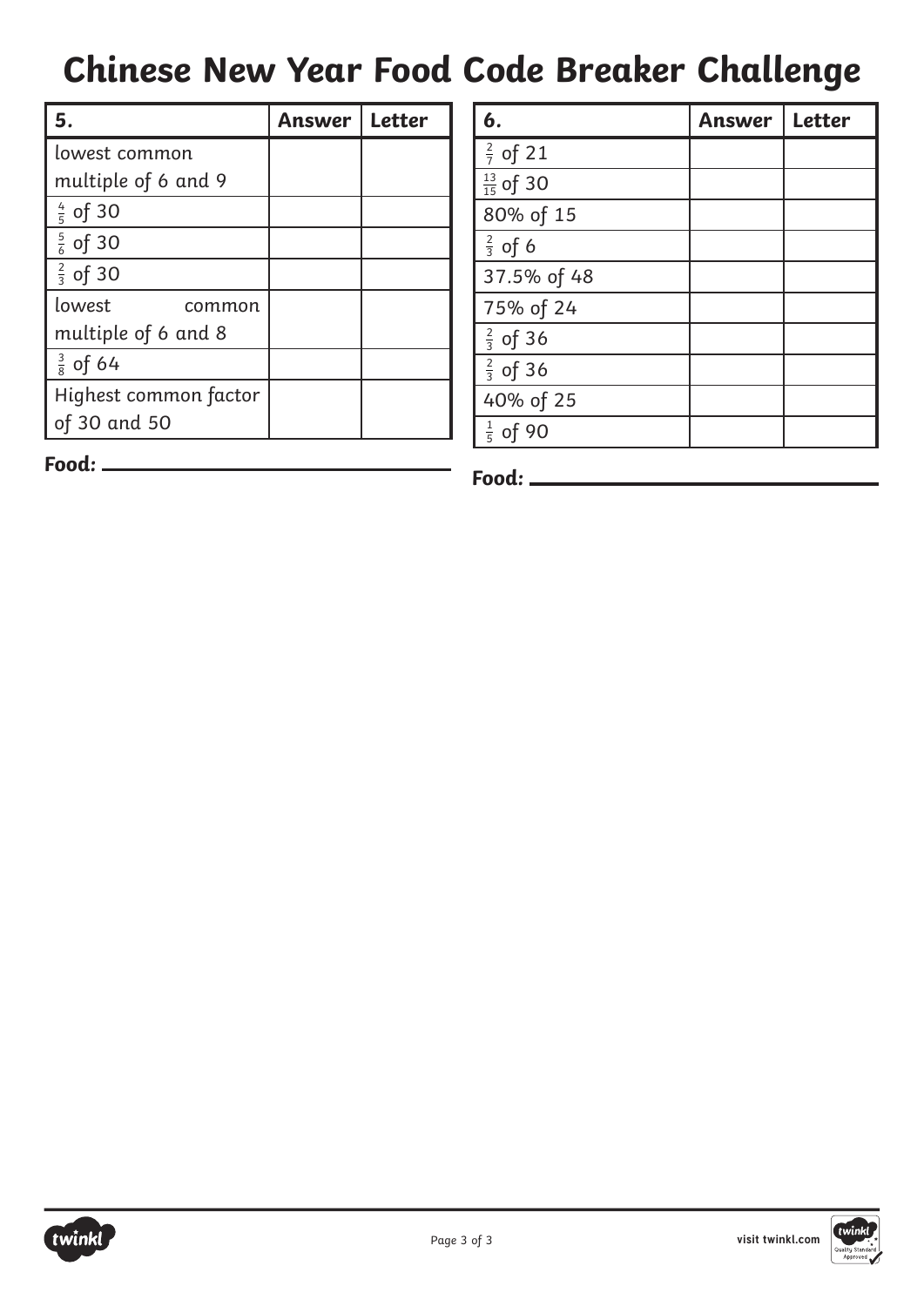# Chinese New Year Food Code Breaker Challenge

| 5. | Answer | Letter |
| --- | --- | --- |
| lowest common multiple of 6 and 9 | | |
| $\frac{4}{5}$ of 30 | | |
| $\frac{5}{6}$ of 30 | | |
| $\frac{2}{3}$ of 30 | | |
| lowest common multiple of 6 and 8 | | |
| $\frac{3}{8}$ of 64 | | |
| Highest common factor of 30 and 50 | | |

**Food:** ______________________

| 6. | Answer | Letter |
| --- | --- | --- |
| $\frac{2}{7}$ of 21 | | |
| $\frac{13}{15}$ of 30 | | |
| 80% of 15 | | |
| $\frac{2}{3}$ of 6 | | |
| 37.5% of 48 | | |
| 75% of 24 | | |
| $\frac{2}{3}$ of 36 | | |
| $\frac{2}{3}$ of 36 | | |
| 40% of 25 | | |
| $\frac{1}{5}$ of 90 | | |

**Food:** ______________________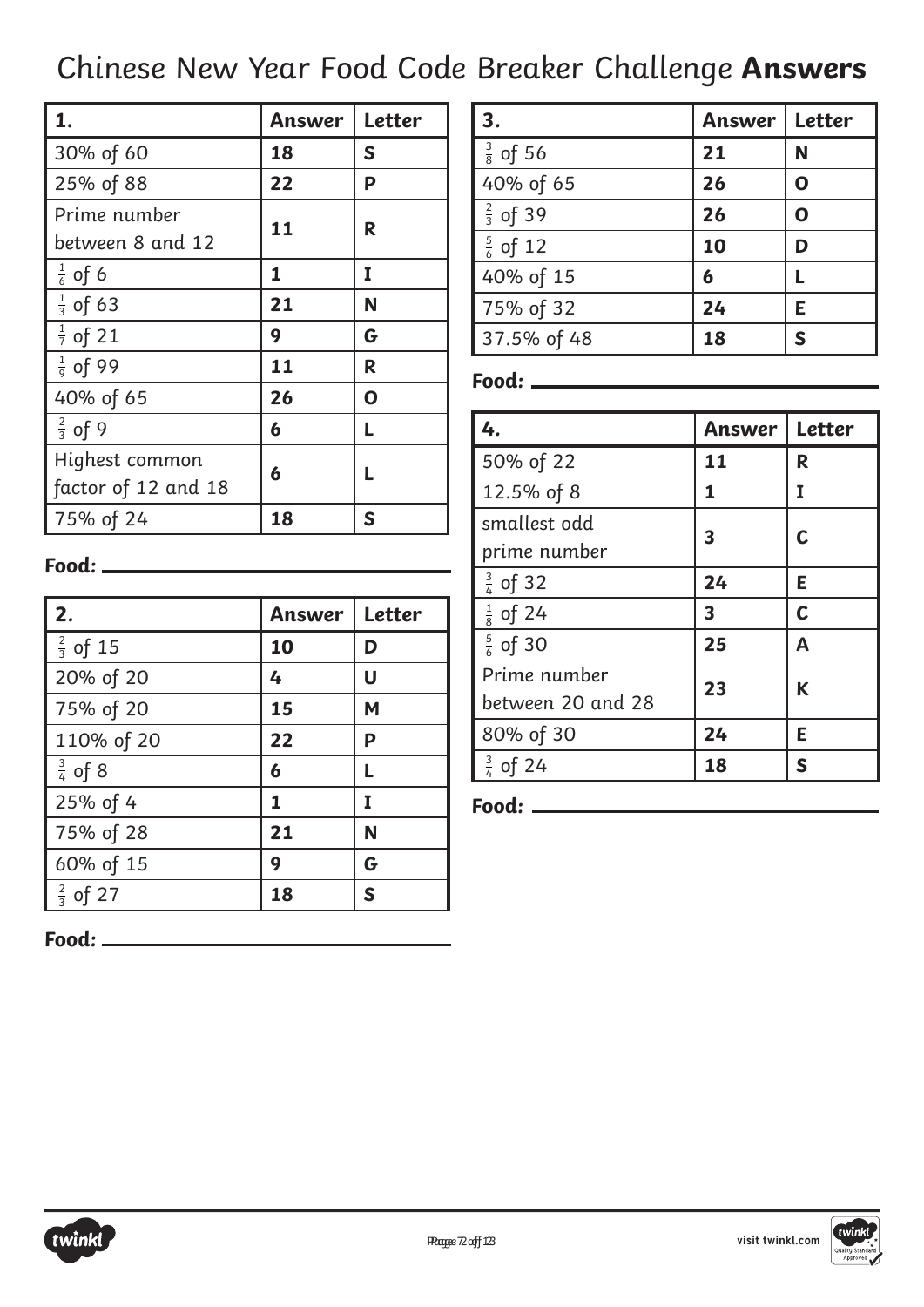# Chinese New Year Food Code Breaker Challenge **Answers**

| **1.** | **Answer** | **Letter** |
|---|---|---|
| 30% of 60 | **18** | **S** |
| 25% of 88 | **22** | **P** |
| Prime number between 8 and 12 | **11** | **R** |
| $\frac{1}{6}$ of 6 | **1** | **I** |
| $\frac{1}{3}$ of 63 | **21** | **N** |
| $\frac{1}{7}$ of 21 | **9** | **G** |
| $\frac{1}{9}$ of 99 | **11** | **R** |
| 40% of 65 | **26** | **O** |
| $\frac{2}{3}$ of 9 | **6** | **L** |
| Highest common factor of 12 and 18 | **6** | **L** |
| 75% of 24 | **18** | **S** |

**Food:** ______________________

| **2.** | **Answer** | **Letter** |
|---|---|---|
| $\frac{2}{3}$ of 15 | **10** | **D** |
| 20% of 20 | **4** | **U** |
| 75% of 20 | **15** | **M** |
| 110% of 20 | **22** | **P** |
| $\frac{3}{4}$ of 8 | **6** | **L** |
| 25% of 4 | **1** | **I** |
| 75% of 28 | **21** | **N** |
| 60% of 15 | **9** | **G** |
| $\frac{2}{3}$ of 27 | **18** | **S** |

**Food:** ______________________

| **3.** | **Answer** | **Letter** |
|---|---|---|
| $\frac{3}{8}$ of 56 | **21** | **N** |
| 40% of 65 | **26** | **O** |
| $\frac{2}{3}$ of 39 | **26** | **O** |
| $\frac{5}{6}$ of 12 | **10** | **D** |
| 40% of 15 | **6** | **L** |
| 75% of 32 | **24** | **E** |
| 37.5% of 48 | **18** | **S** |

**Food:** ______________________

| **4.** | **Answer** | **Letter** |
|---|---|---|
| 50% of 22 | **11** | **R** |
| 12.5% of 8 | **1** | **I** |
| smallest odd prime number | **3** | **C** |
| $\frac{3}{4}$ of 32 | **24** | **E** |
| $\frac{1}{8}$ of 24 | **3** | **C** |
| $\frac{5}{6}$ of 30 | **25** | **A** |
| Prime number between 20 and 28 | **23** | **K** |
| 80% of 30 | **24** | **E** |
| $\frac{3}{4}$ of 24 | **18** | **S** |

**Food:** ______________________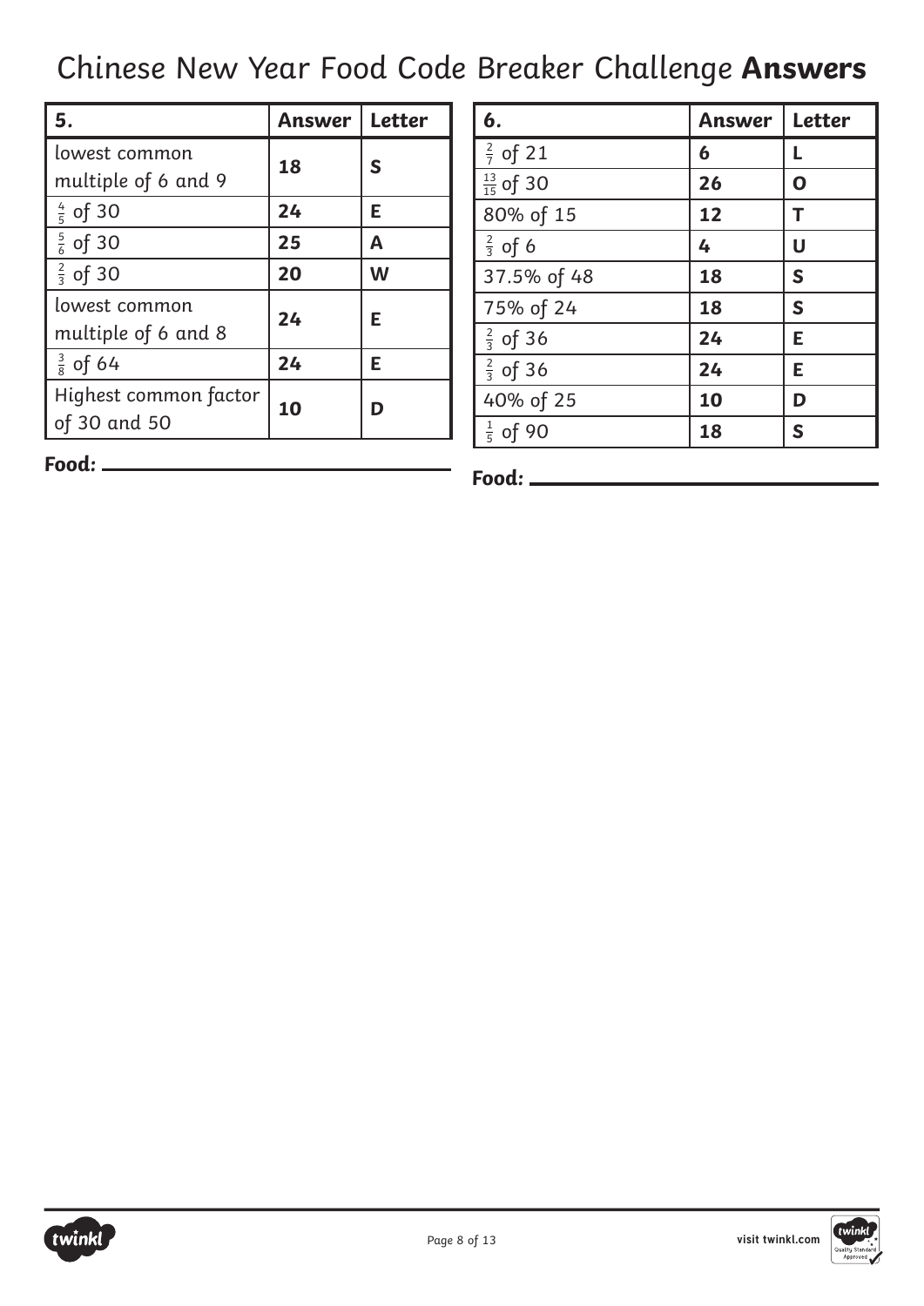# Chinese New Year Food Code Breaker Challenge **Answers**

| 5. | Answer | Letter |
|---|---|---|
| lowest common multiple of 6 and 9 | **18** | **S** |
| $\frac{4}{5}$ of 30 | **24** | **E** |
| $\frac{5}{6}$ of 30 | **25** | **A** |
| $\frac{2}{3}$ of 30 | **20** | **W** |
| lowest common multiple of 6 and 8 | **24** | **E** |
| $\frac{3}{8}$ of 64 | **24** | **E** |
| Highest common factor of 30 and 50 | **10** | **D** |

**Food:** \_\_\_\_\_\_\_\_\_\_\_\_\_\_\_\_\_\_\_\_

| 6. | Answer | Letter |
|---|---|---|
| $\frac{2}{7}$ of 21 | **6** | **L** |
| $\frac{13}{15}$ of 30 | **26** | **O** |
| 80% of 15 | **12** | **T** |
| $\frac{2}{3}$ of 6 | **4** | **U** |
| 37.5% of 48 | **18** | **S** |
| 75% of 24 | **18** | **S** |
| $\frac{2}{3}$ of 36 | **24** | **E** |
| $\frac{2}{3}$ of 36 | **24** | **E** |
| 40% of 25 | **10** | **D** |
| $\frac{1}{5}$ of 90 | **18** | **S** |

**Food:** \_\_\_\_\_\_\_\_\_\_\_\_\_\_\_\_\_\_\_\_